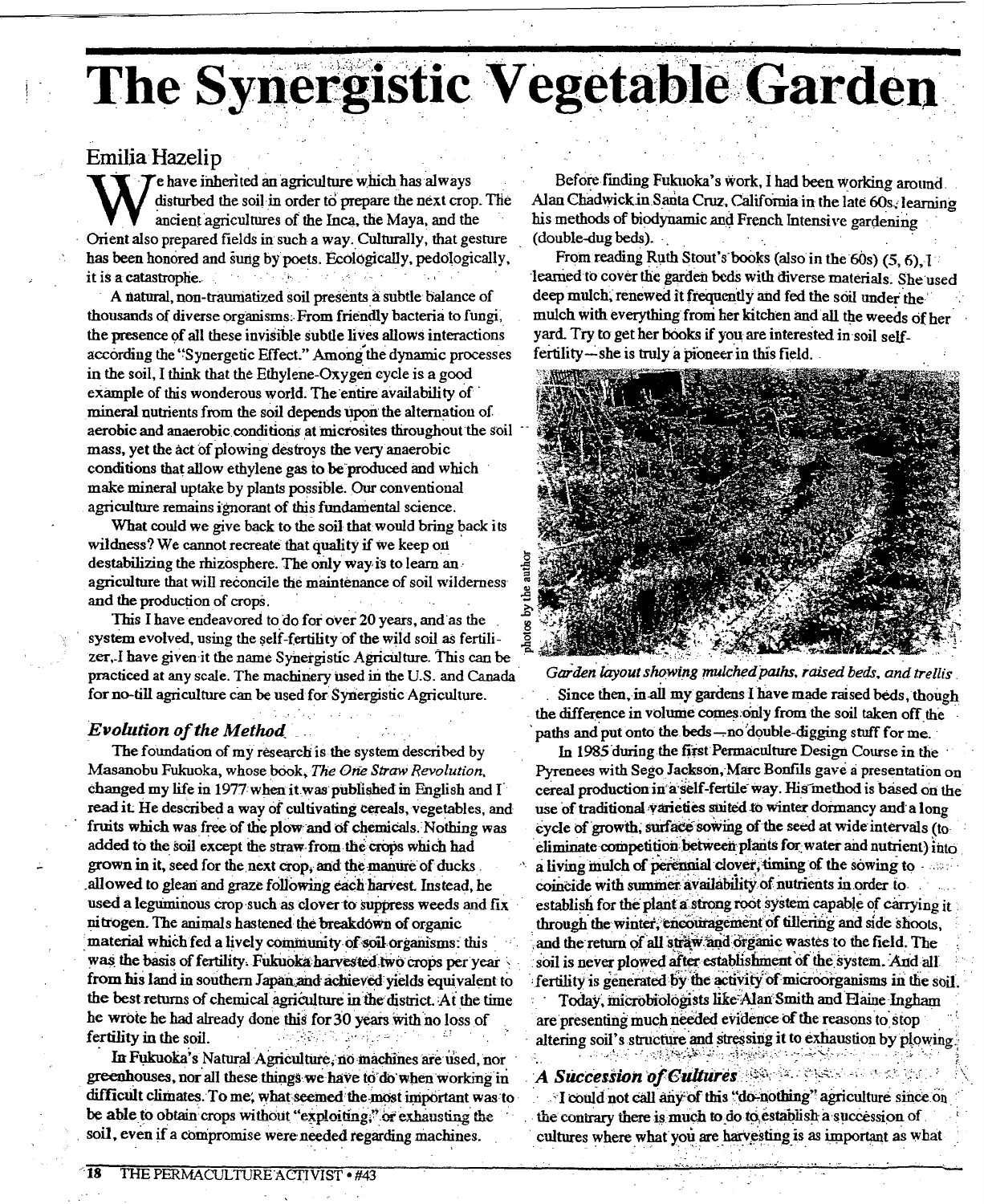# The Synergistic Vegetable Garden

## Emilia Hazelip

We have inherited an agriculture which has always disturbed the soil in order to prepare the next crop. The ancient agricultures of the Inca, the Maya, and the Orient also prepared fields in such a way. Culturally, that gesture has been honored and sung by poets. Ecologically, pedologically, it is a catastrophe.

A natural, non-traumatized soil presents a subtle balance of thousands of diverse organisms. From friendly bacteria to fungi, the presence of all these invisible subtle lives allows interactions according the "Synergetic Effect." Among the dynamic processes in the soil, I think that the Ethylene-Oxygen cycle is a good example of this wonderous world. The entire availability of mineral nutrients from the soil depends upon the alternation of aerobic and anaerobic conditions at microsites throughout the soil mass, yet the act of plowing destroys the very anaerobic conditions that allow ethylene gas to be produced and which make mineral uptake by plants possible. Our conventional agriculture remains ignorant of this fundamental science.

What could we give back to the soil that would bring back its wildness? We cannot recreate that quality if we keep on destabilizing the rhizosphere. The only way is to learn an agriculture that will reconcile the maintenance of soil wilderness and the production of crops.

This I have endeavored to do for over 20 years, and as the system evolved, using the self-fertility of the wild soil as fertilizer, I have given it the name Synergistic Agriculture. This can be practiced at any scale. The machinery used in the U.S. and Canada for no-till agriculture can be used for Synergistic Agriculture.

### *Evolution of the Method*

The foundation of my research is the system described by Masanobu Fukuoka, whose book, *The One Straw Revolution*, changed my life in 1977 when it was published in English and I read it. He described a way of cultivating cereals, vegetables, and fruits which was free of the plow and of chemicals. Nothing was added to the soil except the straw from the crops which had grown in it, seed for the next crop, and the manure of ducks allowed to glean and graze following each harvest. Instead, he used a leguminous crop such as clover to suppress weeds and fix nitrogen. The animals hastened the breakdown of organic material which fed a lively community of soil organisms: this was the basis of fertility. Fukuoka harvested two crops per year from his land in southern Japan and achieved yields equivalent to the best returns of chemical agriculture in the district. At the time he wrote he had already done this for 30 years with no loss of fertility in the soil.

In Fukuoka's Natural Agriculture, no machines are used, nor greenhouses, nor all these things we have to do when working in difficult climates. To me, what seemed the most important was to be able to obtain crops without "exploiting," or exhausting the soil, even if a compromise were needed regarding machines.

Before finding Fukuoka's work, I had been working around Alan Chadwick in Santa Cruz, California in the late 60s, learning his methods of biodynamic and French Intensive gardening (double-dug beds).

From reading Ruth Stout's books (also in the 60s) (5, 6), I learned to cover the garden beds with diverse materials. She used deep mulch, renewed it frequently and fed the soil under the mulch with everything from her kitchen and all the weeds of her yard. Try to get her books if you are interested in soil self-fertility—she is truly a pioneer in this field.

photos by the author

*Garden layout showing mulched paths, raised beds, and trellis*

Since then, in all my gardens I have made raised beds, though the difference in volume comes only from the soil taken off the paths and put onto the beds—no double-digging stuff for me.

In 1985 during the first Permaculture Design Course in the Pyrenees with Sego Jackson, Marc Bonfils gave a presentation on cereal production in a self-fertile way. His method is based on the use of traditional varieties suited to winter dormancy and a long cycle of growth, surface sowing of the seed at wide intervals (to eliminate competition between plants for water and nutrient) into a living mulch of perennial clover, timing of the sowing to coincide with summer availability of nutrients in order to establish for the plant a strong root system capable of carrying it through the winter, encouragement of tillering and side shoots, and the return of all straw and organic wastes to the field. The soil is never plowed after establishment of the system. And all fertility is generated by the activity of microorganisms in the soil.

Today, microbiologists like Alan Smith and Elaine Ingham are presenting much needed evidence of the reasons to stop altering soil's structure and stressing it to exhaustion by plowing.

### *A Succession of Cultures*

I could not call any of this "do-nothing" agriculture since on the contrary there is much to do to establish a succession of cultures where what you are harvesting is as important as what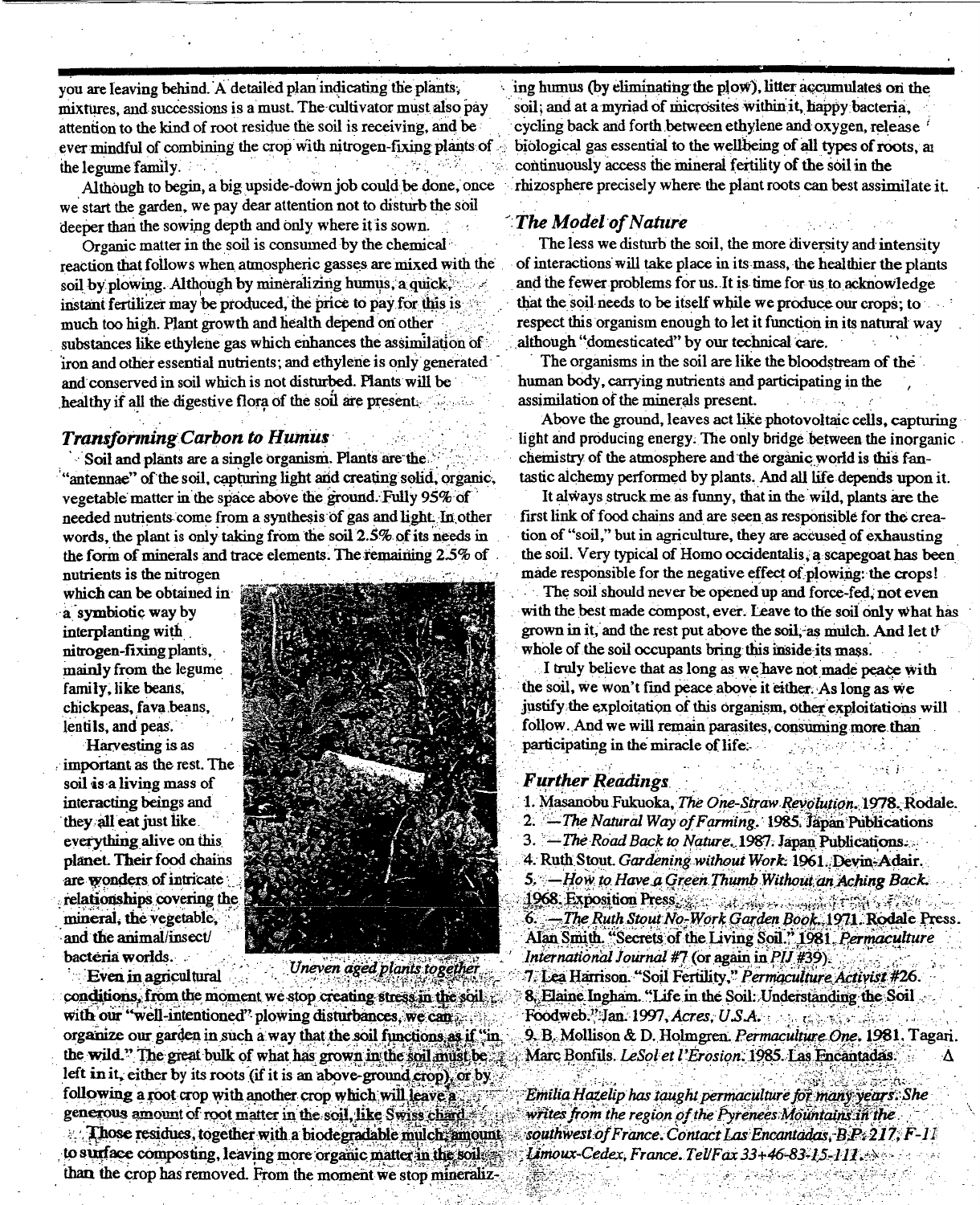you are leaving behind. A detailed plan indicating the plants, mixtures, and successions is a must. The cultivator must also pay attention to the kind of root residue the soil is receiving, and be ever mindful of combining the crop with nitrogen-fixing plants of the legume family.

Although to begin, a big upside-down job could be done, once we start the garden, we pay dear attention not to disturb the soil deeper than the sowing depth and only where it is sown.

Organic matter in the soil is consumed by the chemical reaction that follows when atmospheric gasses are mixed with the soil by plowing. Although by mineralizing humus, a quick, instant fertilizer may be produced, the price to pay for this is much too high. Plant growth and health depend on other substances like ethylene gas which enhances the assimilation of iron and other essential nutrients; and ethylene is only generated and conserved in soil which is not disturbed. Plants will be healthy if all the digestive flora of the soil are present.

## Transforming Carbon to Humus

Soil and plants are a single organism. Plants are the "antennae" of the soil, capturing light and creating solid, organic, vegetable matter in the space above the ground. Fully 95% of needed nutrients come from a synthesis of gas and light. In other words, the plant is only taking from the soil 2.5% of its needs in the form of minerals and trace elements. The remaining 2.5% of nutrients is the nitrogen which can be obtained in a symbiotic way by interplanting with nitrogen-fixing plants, mainly from the legume family, like beans, chickpeas, fava beans, lentils, and peas.

Harvesting is as important as the rest. The soil is a living mass of interacting beings and they all eat just like everything alive on this planet. Their food chains are wonders of intricate relationships covering the mineral, the vegetable, and the animal/insect/bacteria worlds.

*Uneven aged plants together*

Even in agricultural conditions, from the moment we stop creating stress in the soil with our "well-intentioned" plowing disturbances, we can organize our garden in such a way that the soil functions as if "in the wild." The great bulk of what has grown in the soil must be left in it, either by its roots (if it is an above-ground crop), or by following a root crop with another crop which will leave a generous amount of root matter in the soil, like Swiss chard.

Those residues, together with a biodegradable mulch, amount to surface composting, leaving more organic matter in the soil than the crop has removed. From the moment we stop mineralizing humus (by eliminating the plow), litter accumulates on the soil; and at a myriad of microsites within it, happy bacteria, cycling back and forth between ethylene and oxygen, release biological gas essential to the wellbeing of all types of roots, and continuously access the mineral fertility of the soil in the rhizosphere precisely where the plant roots can best assimilate it.

## The Model of Nature

The less we disturb the soil, the more diversity and intensity of interactions will take place in its mass, the healthier the plants and the fewer problems for us. It is time for us to acknowledge that the soil needs to be itself while we produce our crops; to respect this organism enough to let it function in its natural way although "domesticated" by our technical care.

The organisms in the soil are like the bloodstream of the human body, carrying nutrients and participating in the assimilation of the minerals present.

Above the ground, leaves act like photovoltaic cells, capturing light and producing energy. The only bridge between the inorganic chemistry of the atmosphere and the organic world is this fantastic alchemy performed by plants. And all life depends upon it.

It always struck me as funny, that in the wild, plants are the first link of food chains and are seen as responsible for the creation of "soil," but in agriculture, they are accused of exhausting the soil. Very typical of Homo occidentalis, a scapegoat has been made responsible for the negative effect of plowing: the crops!

The soil should never be opened up and force-fed, not even with the best made compost, ever. Leave to the soil only what has grown in it, and the rest put above the soil, as mulch. And let the whole of the soil occupants bring this inside its mass.

I truly believe that as long as we have not made peace with the soil, we won't find peace above it either. As long as we justify the exploitation of this organism, other exploitations will follow. And we will remain parasites, consuming more than participating in the miracle of life.

## Further Readings

1. Masanobu Fukuoka, *The One-Straw Revolution*. 1978. Rodale.
2. —*The Natural Way of Farming*. 1985. Japan Publications
3. —*The Road Back to Nature*. 1987. Japan Publications.
4. Ruth Stout. *Gardening without Work*. 1961. Devin-Adair.
5. —*How to Have a Green Thumb Without an Aching Back*. 1968. Exposition Press.
6. —*The Ruth Stout No-Work Garden Book*. 1971. Rodale Press. Alan Smith. "Secrets of the Living Soil." 1981. *Permaculture International Journal #7* (or again in *PIJ #39*).
7. Lea Harrison. "Soil Fertility," *Permaculture Activist #26*.
8. Elaine Ingham. "Life in the Soil: Understanding the Soil Foodweb." Jan. 1997, *Acres, U.S.A.*
9. B. Mollison & D. Holmgren. *Permaculture One*. 1981. Tagari. Marc Bonfils. *Le Sol et l'Erosion*. 1985. Las Encantadas. Δ

*Emilia Hazelip has taught permaculture for many years. She writes from the region of the Pyrenees Mountains in the southwest of France. Contact Las Encantadas, B.P. 217, F-11 Limoux-Cedex, France. Tel/Fax 33+46-83-15-111.*